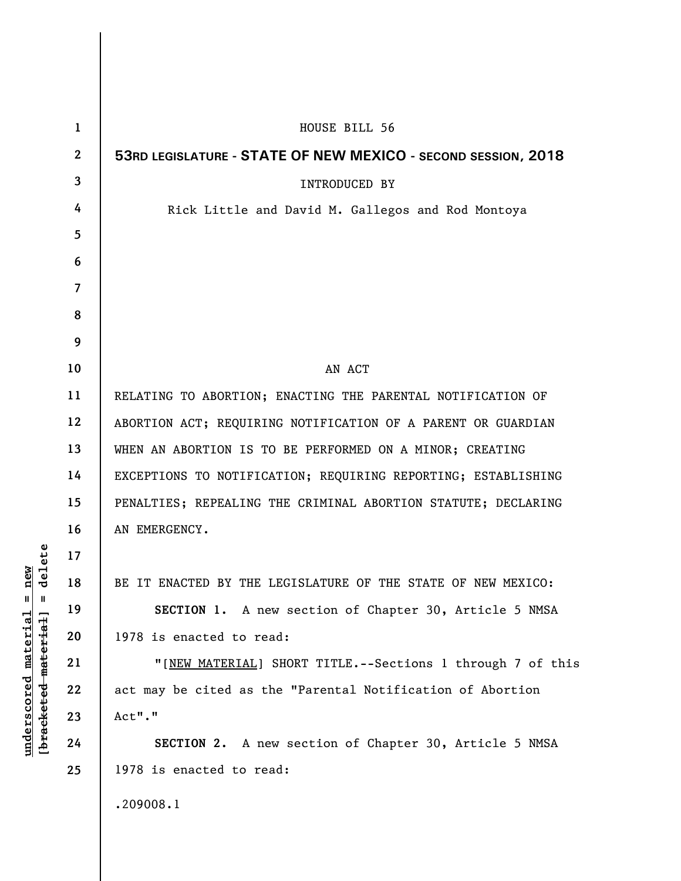HOUSE BILL 56

**53RD LEGISLATURE - STATE OF NEW MEXICO - SECOND SESSION, 2018**

INTRODUCED BY

Rick Little and David M. Gallegos and Rod Montoya

AN ACT

RELATING TO ABORTION; ENACTING THE PARENTAL NOTIFICATION OF ABORTION ACT; REQUIRING NOTIFICATION OF A PARENT OR GUARDIAN WHEN AN ABORTION IS TO BE PERFORMED ON A MINOR; CREATING EXCEPTIONS TO NOTIFICATION; REQUIRING REPORTING; ESTABLISHING PENALTIES; REPEALING THE CRIMINAL ABORTION STATUTE; DECLARING AN EMERGENCY.

BE IT ENACTED BY THE LEGISLATURE OF THE STATE OF NEW MEXICO:

**SECTION 1.** A new section of Chapter 30, Article 5 NMSA 1978 is enacted to read:

"[NEW MATERIAL] SHORT TITLE.--Sections 1 through 7 of this act may be cited as the "Parental Notification of Abortion Act"."

**SECTION 2.** A new section of Chapter 30, Article 5 NMSA 1978 is enacted to read:

.209008.1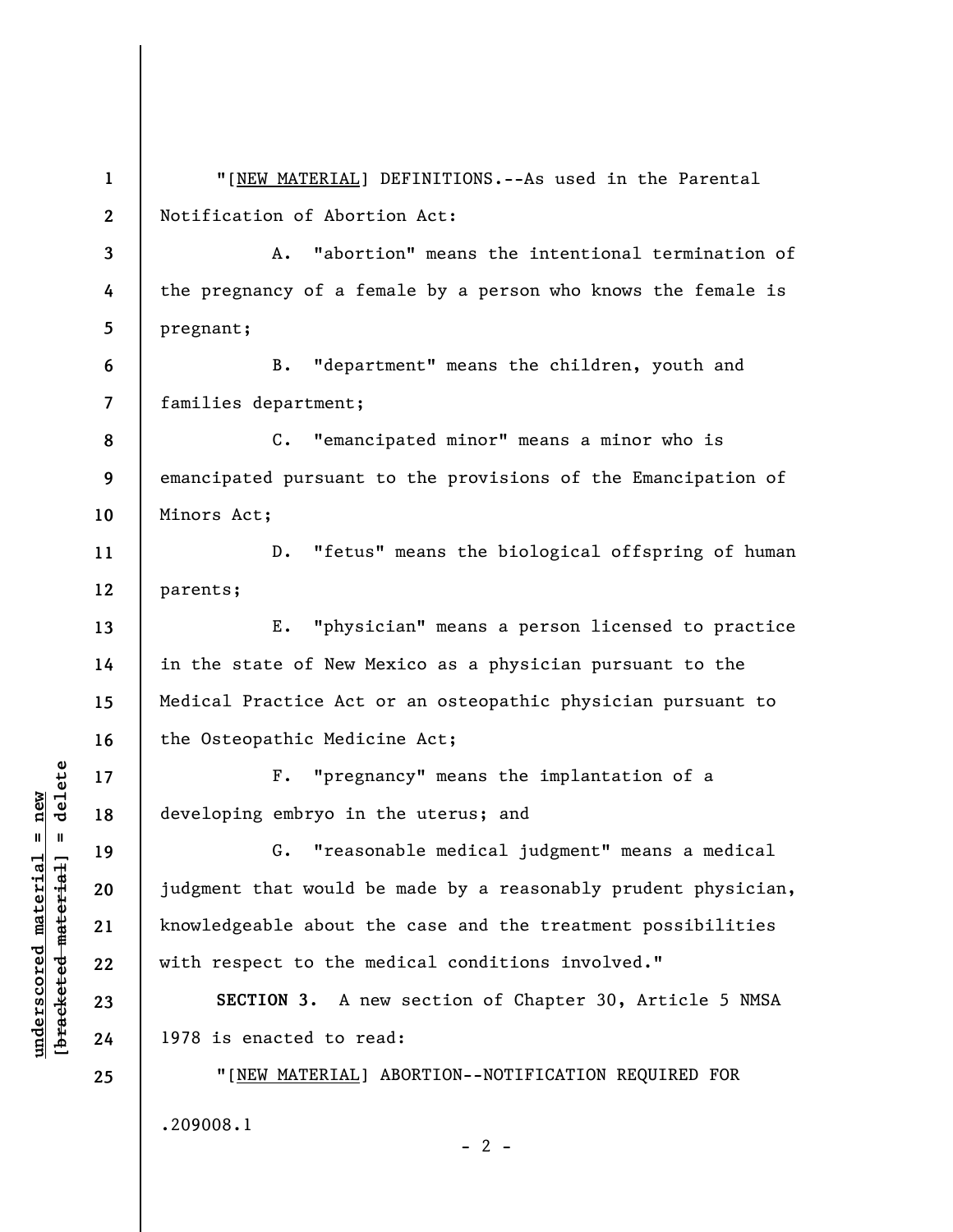"[<u>NEW MATERIAL</u>] DEFINITIONS.--As used in the Parental Notification of Abortion Act:

A. "abortion" means the intentional termination of the pregnancy of a female by a person who knows the female is pregnant;

B. "department" means the children, youth and families department;

C. "emancipated minor" means a minor who is emancipated pursuant to the provisions of the Emancipation of Minors Act;

D. "fetus" means the biological offspring of human parents;

E. "physician" means a person licensed to practice in the state of New Mexico as a physician pursuant to the Medical Practice Act or an osteopathic physician pursuant to the Osteopathic Medicine Act;

F. "pregnancy" means the implantation of a developing embryo in the uterus; and

G. "reasonable medical judgment" means a medical judgment that would be made by a reasonably prudent physician, knowledgeable about the case and the treatment possibilities with respect to the medical conditions involved."

**SECTION 3.** A new section of Chapter 30, Article 5 NMSA 1978 is enacted to read:

"[<u>NEW MATERIAL</u>] ABORTION--NOTIFICATION REQUIRED FOR

.209008.1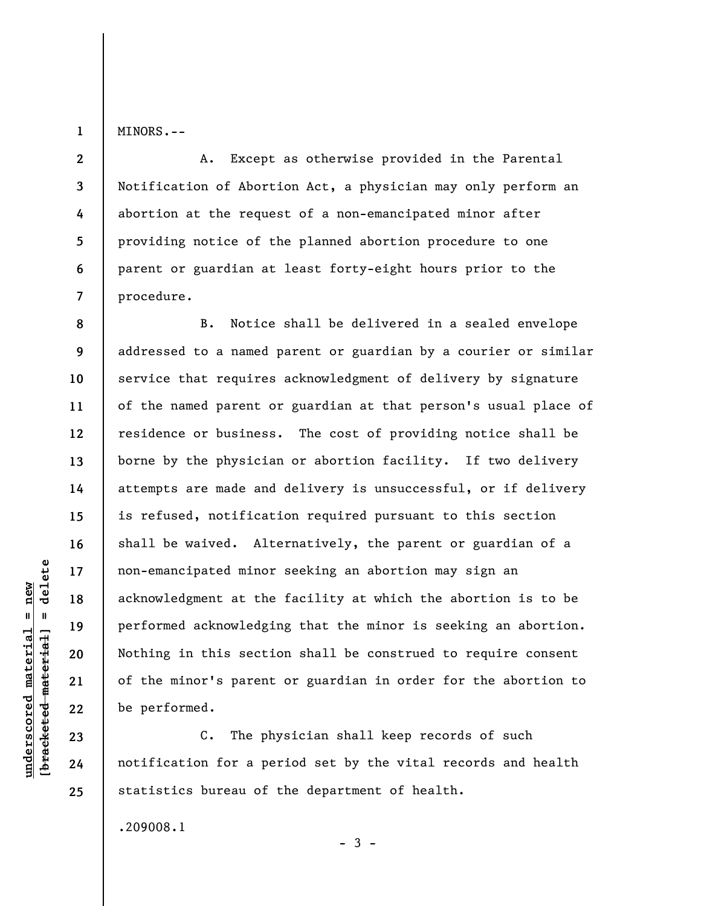MINORS.--

A. Except as otherwise provided in the Parental Notification of Abortion Act, a physician may only perform an abortion at the request of a non-emancipated minor after providing notice of the planned abortion procedure to one parent or guardian at least forty-eight hours prior to the procedure.

B. Notice shall be delivered in a sealed envelope addressed to a named parent or guardian by a courier or similar service that requires acknowledgment of delivery by signature of the named parent or guardian at that person's usual place of residence or business. The cost of providing notice shall be borne by the physician or abortion facility. If two delivery attempts are made and delivery is unsuccessful, or if delivery is refused, notification required pursuant to this section shall be waived. Alternatively, the parent or guardian of a non-emancipated minor seeking an abortion may sign an acknowledgment at the facility at which the abortion is to be performed acknowledging that the minor is seeking an abortion. Nothing in this section shall be construed to require consent of the minor's parent or guardian in order for the abortion to be performed.

C. The physician shall keep records of such notification for a period set by the vital records and health statistics bureau of the department of health.

.209008.1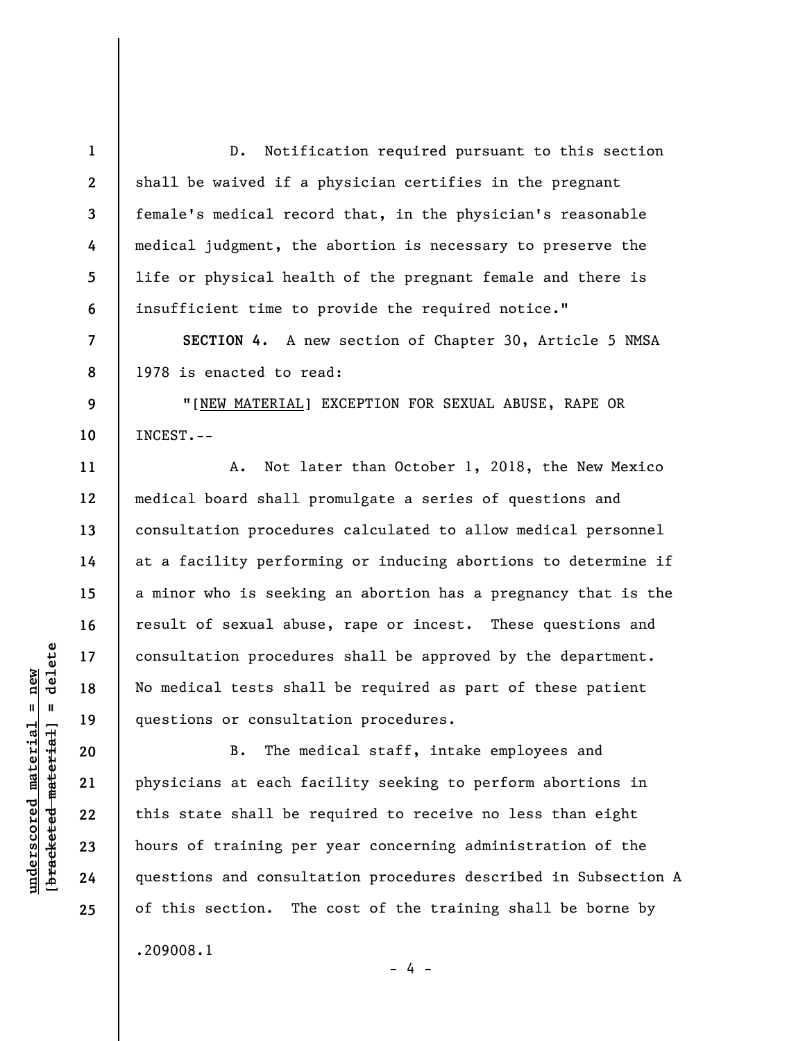D. Notification required pursuant to this section shall be waived if a physician certifies in the pregnant female's medical record that, in the physician's reasonable medical judgment, the abortion is necessary to preserve the life or physical health of the pregnant female and there is insufficient time to provide the required notice."

**SECTION 4.** A new section of Chapter 30, Article 5 NMSA 1978 is enacted to read:

"[NEW MATERIAL] EXCEPTION FOR SEXUAL ABUSE, RAPE OR INCEST.--

A. Not later than October 1, 2018, the New Mexico medical board shall promulgate a series of questions and consultation procedures calculated to allow medical personnel at a facility performing or inducing abortions to determine if a minor who is seeking an abortion has a pregnancy that is the result of sexual abuse, rape or incest. These questions and consultation procedures shall be approved by the department. No medical tests shall be required as part of these patient questions or consultation procedures.

B. The medical staff, intake employees and physicians at each facility seeking to perform abortions in this state shall be required to receive no less than eight hours of training per year concerning administration of the questions and consultation procedures described in Subsection A of this section. The cost of the training shall be borne by

.209008.1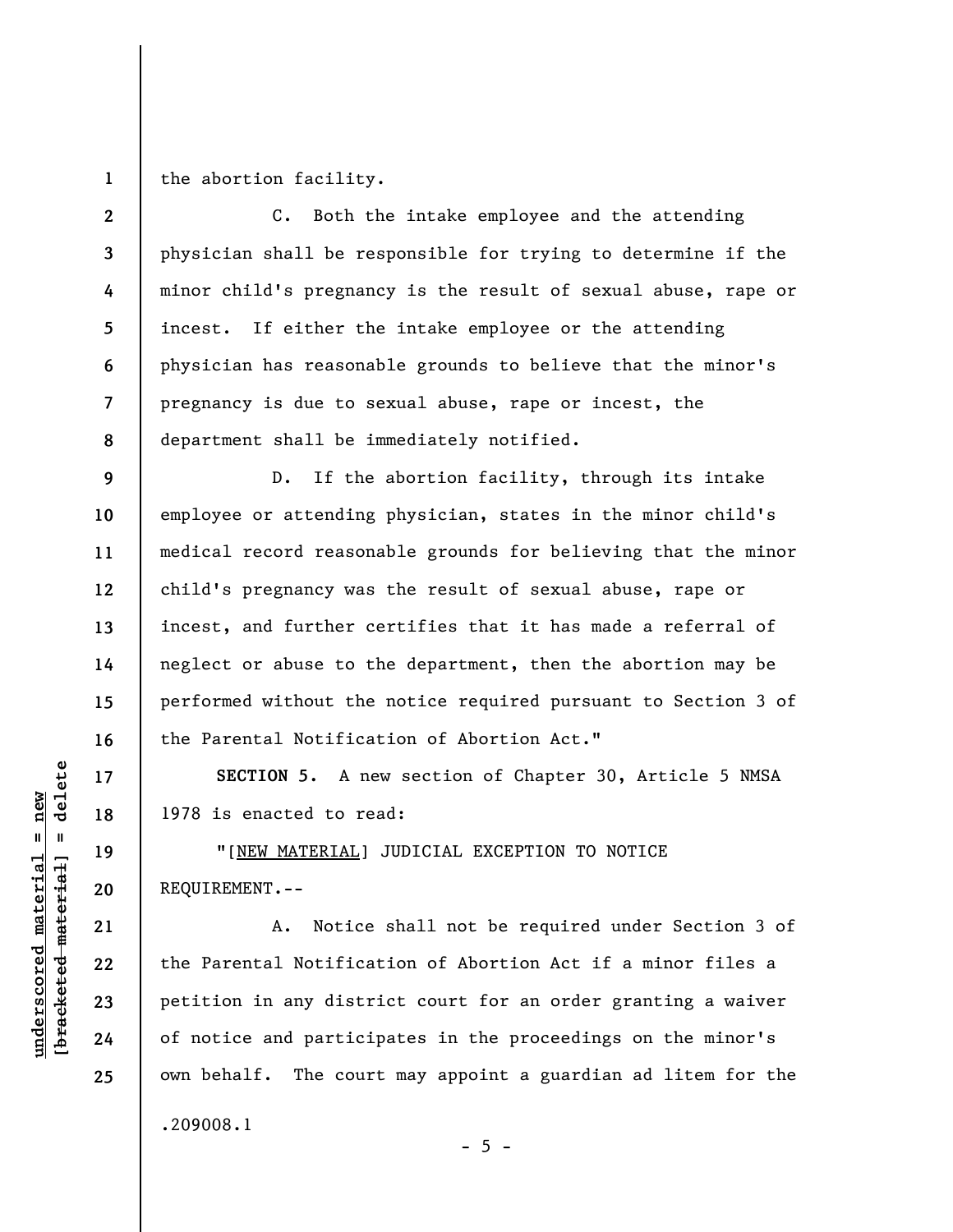the abortion facility.

C. Both the intake employee and the attending physician shall be responsible for trying to determine if the minor child's pregnancy is the result of sexual abuse, rape or incest. If either the intake employee or the attending physician has reasonable grounds to believe that the minor's pregnancy is due to sexual abuse, rape or incest, the department shall be immediately notified.

D. If the abortion facility, through its intake employee or attending physician, states in the minor child's medical record reasonable grounds for believing that the minor child's pregnancy was the result of sexual abuse, rape or incest, and further certifies that it has made a referral of neglect or abuse to the department, then the abortion may be performed without the notice required pursuant to Section 3 of the Parental Notification of Abortion Act."

**SECTION 5.** A new section of Chapter 30, Article 5 NMSA 1978 is enacted to read:

"[NEW MATERIAL] JUDICIAL EXCEPTION TO NOTICE REQUIREMENT.--

A. Notice shall not be required under Section 3 of the Parental Notification of Abortion Act if a minor files a petition in any district court for an order granting a waiver of notice and participates in the proceedings on the minor's own behalf. The court may appoint a guardian ad litem for the

.209008.1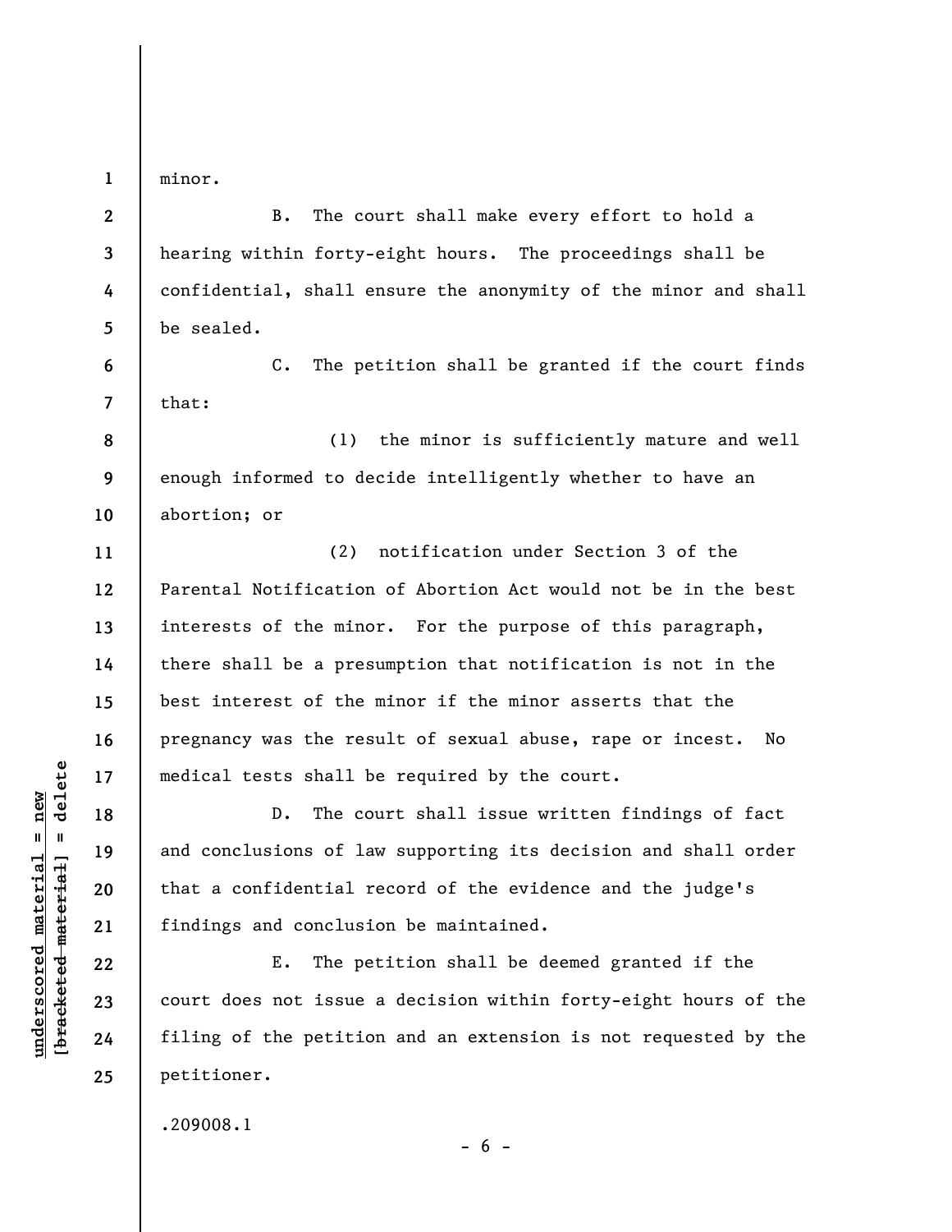minor.

B. The court shall make every effort to hold a hearing within forty-eight hours. The proceedings shall be confidential, shall ensure the anonymity of the minor and shall be sealed.

C. The petition shall be granted if the court finds that:

(1) the minor is sufficiently mature and well enough informed to decide intelligently whether to have an abortion; or

(2) notification under Section 3 of the Parental Notification of Abortion Act would not be in the best interests of the minor. For the purpose of this paragraph, there shall be a presumption that notification is not in the best interest of the minor if the minor asserts that the pregnancy was the result of sexual abuse, rape or incest. No medical tests shall be required by the court.

D. The court shall issue written findings of fact and conclusions of law supporting its decision and shall order that a confidential record of the evidence and the judge's findings and conclusion be maintained.

E. The petition shall be deemed granted if the court does not issue a decision within forty-eight hours of the filing of the petition and an extension is not requested by the petitioner.

.209008.1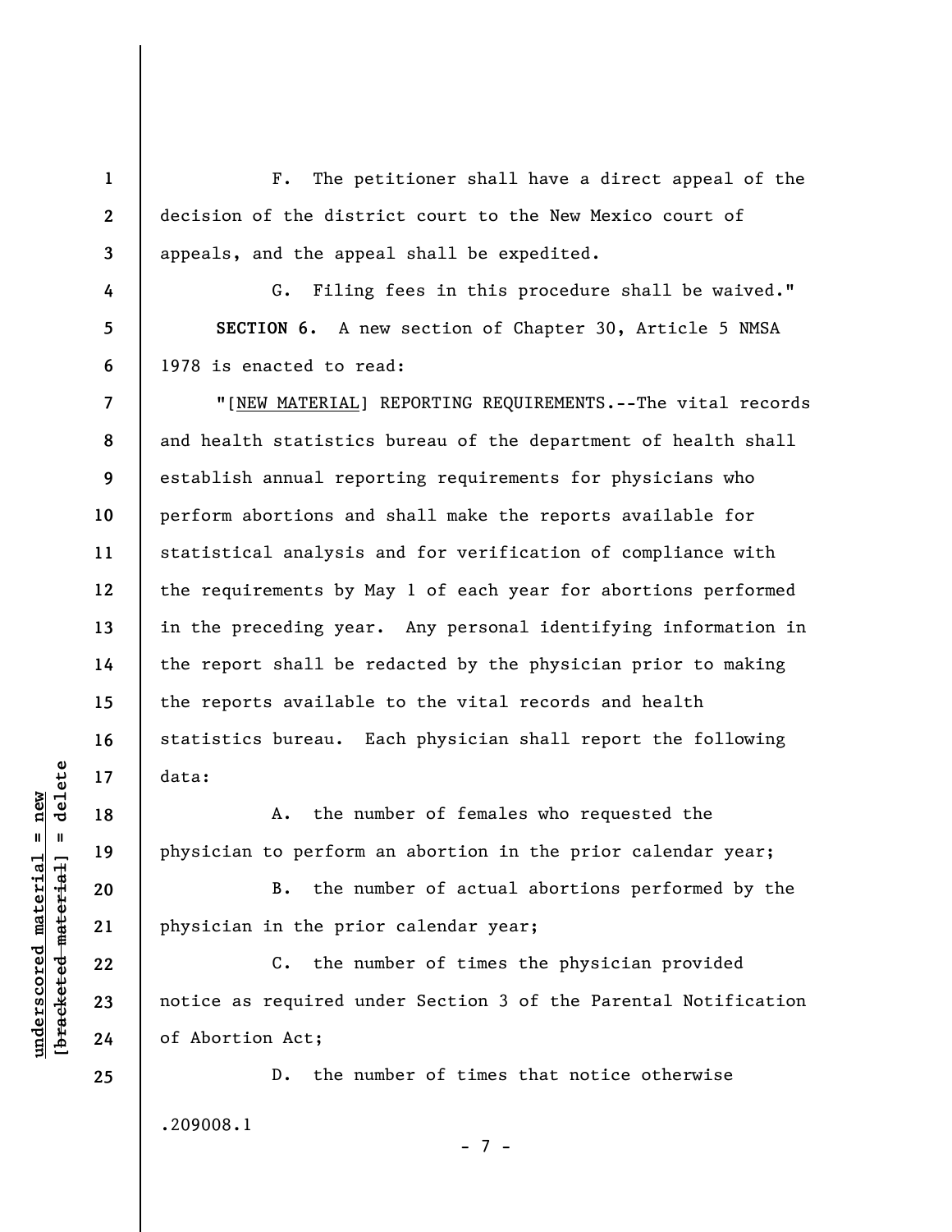F. The petitioner shall have a direct appeal of the decision of the district court to the New Mexico court of appeals, and the appeal shall be expedited.

G. Filing fees in this procedure shall be waived."

**SECTION 6.** A new section of Chapter 30, Article 5 NMSA 1978 is enacted to read:

"[NEW MATERIAL] REPORTING REQUIREMENTS.--The vital records and health statistics bureau of the department of health shall establish annual reporting requirements for physicians who perform abortions and shall make the reports available for statistical analysis and for verification of compliance with the requirements by May 1 of each year for abortions performed in the preceding year. Any personal identifying information in the report shall be redacted by the physician prior to making the reports available to the vital records and health statistics bureau. Each physician shall report the following data:

A. the number of females who requested the physician to perform an abortion in the prior calendar year;

B. the number of actual abortions performed by the physician in the prior calendar year;

C. the number of times the physician provided notice as required under Section 3 of the Parental Notification of Abortion Act;

D. the number of times that notice otherwise

.209008.1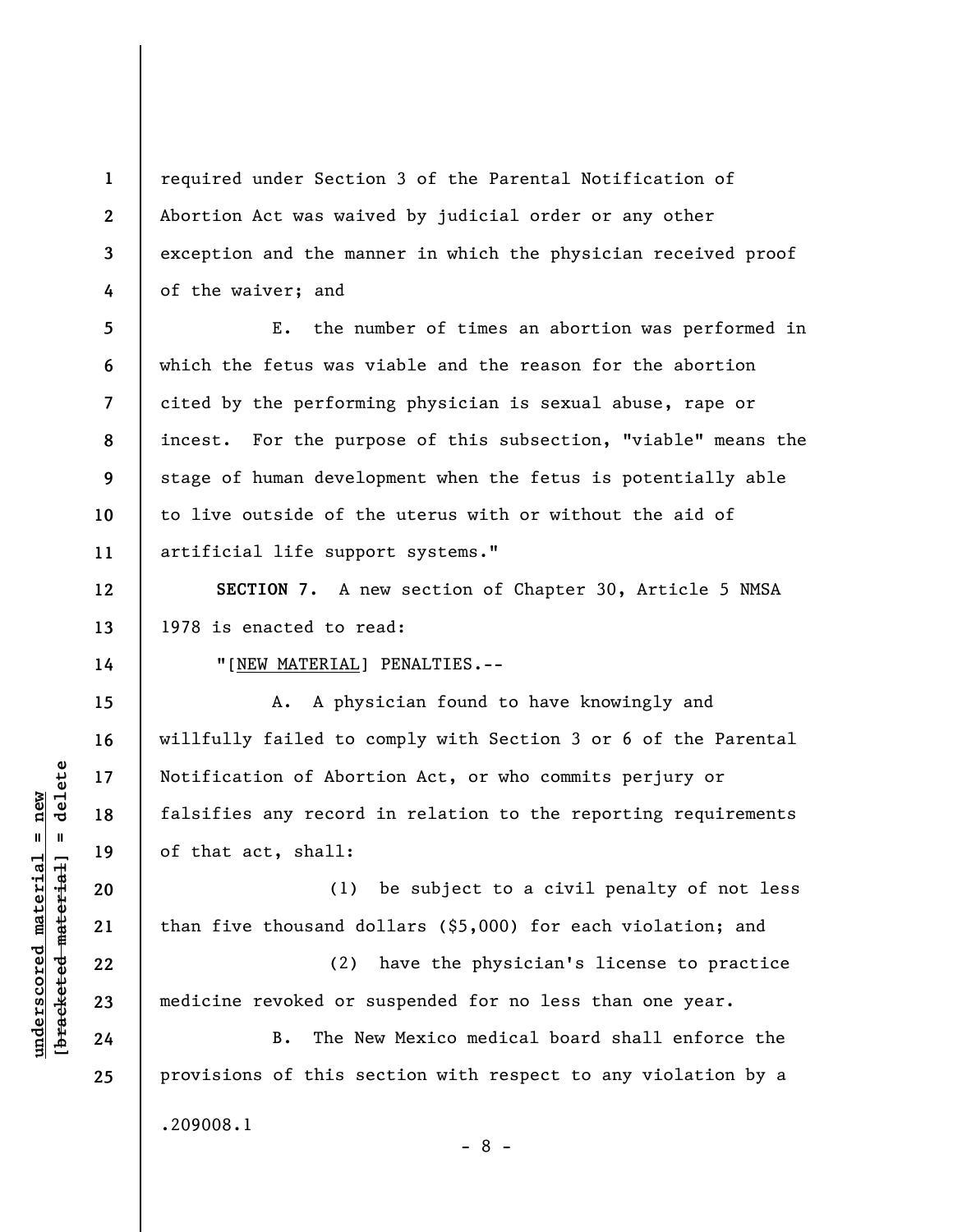required under Section 3 of the Parental Notification of Abortion Act was waived by judicial order or any other exception and the manner in which the physician received proof of the waiver; and

E. the number of times an abortion was performed in which the fetus was viable and the reason for the abortion cited by the performing physician is sexual abuse, rape or incest. For the purpose of this subsection, "viable" means the stage of human development when the fetus is potentially able to live outside of the uterus with or without the aid of artificial life support systems."

**SECTION 7.** A new section of Chapter 30, Article 5 NMSA 1978 is enacted to read:

"[NEW MATERIAL] PENALTIES.--

A. A physician found to have knowingly and willfully failed to comply with Section 3 or 6 of the Parental Notification of Abortion Act, or who commits perjury or falsifies any record in relation to the reporting requirements of that act, shall:

(1) be subject to a civil penalty of not less than five thousand dollars ($5,000) for each violation; and

(2) have the physician's license to practice medicine revoked or suspended for no less than one year.

B. The New Mexico medical board shall enforce the provisions of this section with respect to any violation by a

.209008.1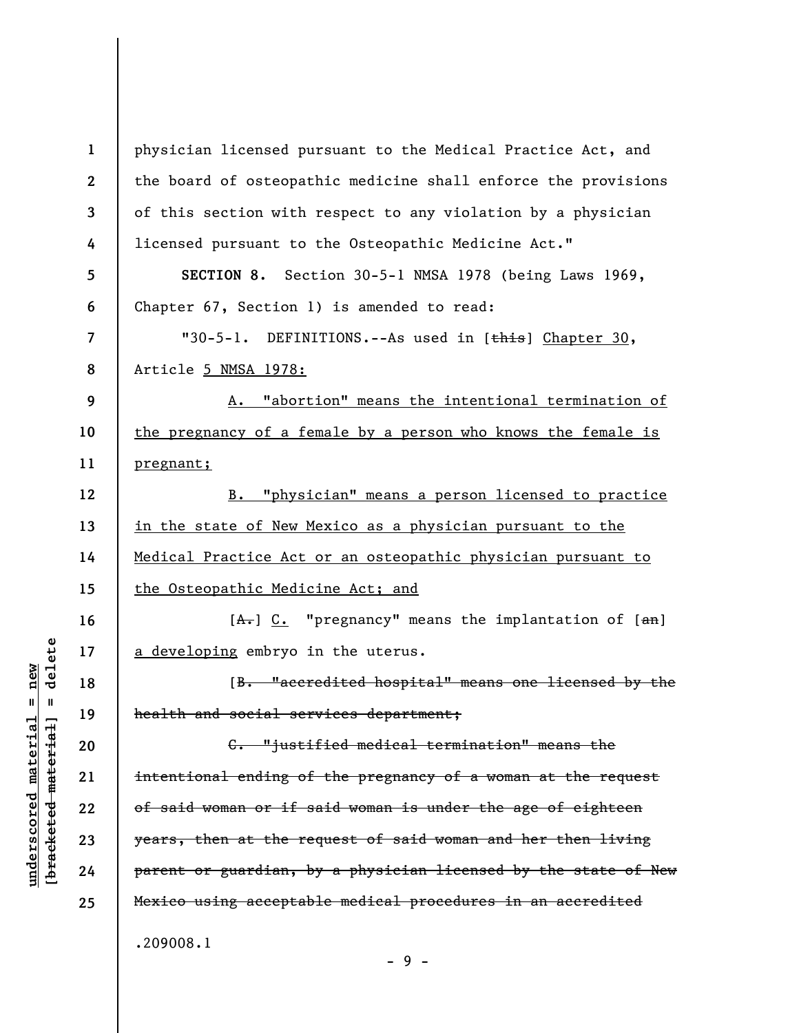physician licensed pursuant to the Medical Practice Act, and the board of osteopathic medicine shall enforce the provisions of this section with respect to any violation by a physician licensed pursuant to the Osteopathic Medicine Act."

**SECTION 8.** Section 30-5-1 NMSA 1978 (being Laws 1969, Chapter 67, Section 1) is amended to read:

"30-5-1. DEFINITIONS.--As used in [~~this~~] <u>Chapter 30,</u> Article <u>5 NMSA 1978:</u>

<u>A. "abortion" means the intentional termination of the pregnancy of a female by a person who knows the female is pregnant;</u>

<u>B. "physician" means a person licensed to practice in the state of New Mexico as a physician pursuant to the Medical Practice Act or an osteopathic physician pursuant to the Osteopathic Medicine Act; and</u>

[~~A.~~] <u>C.</u> "pregnancy" means the implantation of [~~an~~] <u>a developing</u> embryo in the uterus.

[~~B. "accredited hospital" means one licensed by the health and social services department;~~

~~C. "justified medical termination" means the intentional ending of the pregnancy of a woman at the request of said woman or if said woman is under the age of eighteen years, then at the request of said woman and her then living parent or guardian, by a physician licensed by the state of New Mexico using acceptable medical procedures in an accredited~~

.209008.1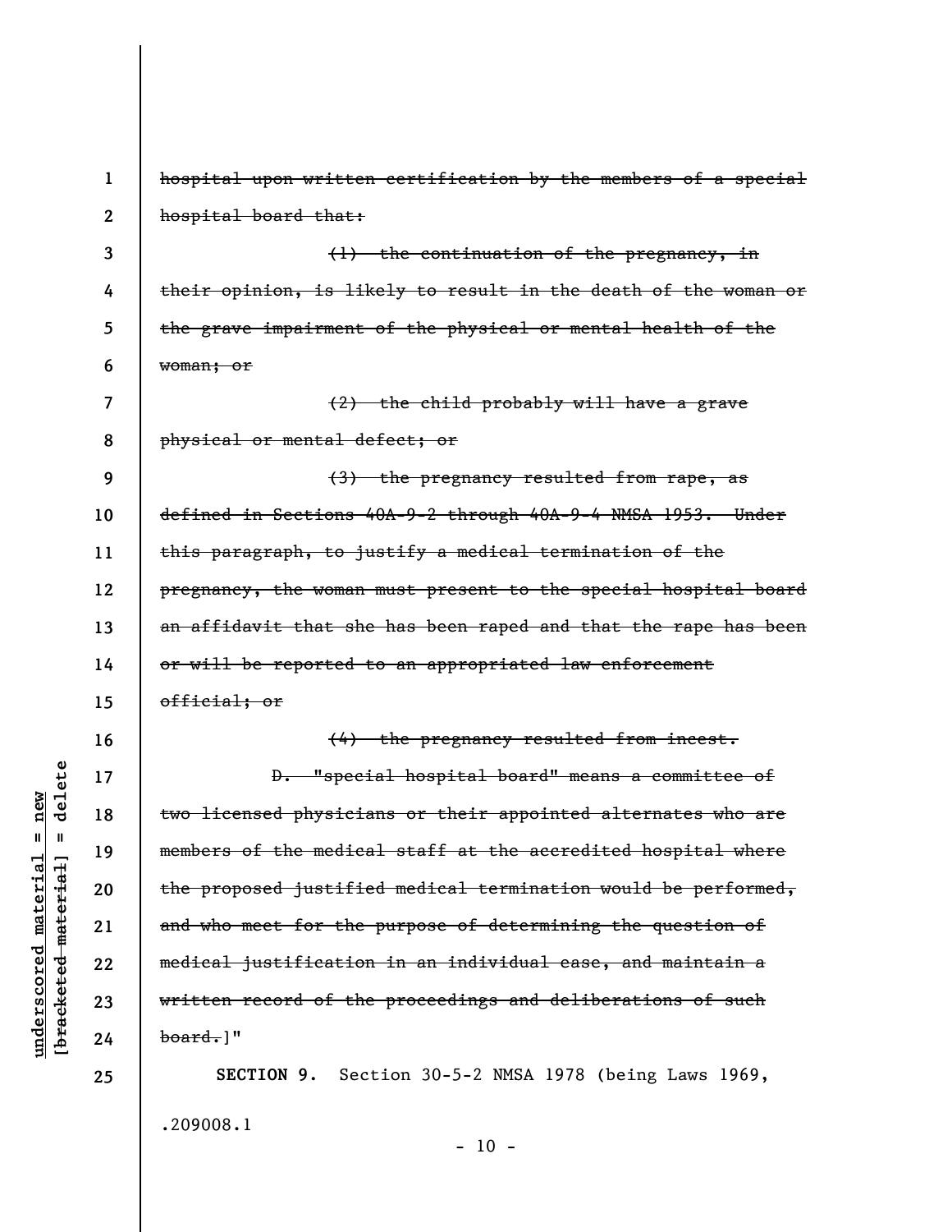~~hospital upon written certification by the members of a special hospital board that:~~

~~(1) the continuation of the pregnancy, in their opinion, is likely to result in the death of the woman or the grave impairment of the physical or mental health of the woman; or~~

~~(2) the child probably will have a grave physical or mental defect; or~~

~~(3) the pregnancy resulted from rape, as defined in Sections 40A-9-2 through 40A-9-4 NMSA 1953. Under this paragraph, to justify a medical termination of the pregnancy, the woman must present to the special hospital board an affidavit that she has been raped and that the rape has been or will be reported to an appropriated law enforcement official; or~~

~~(4) the pregnancy resulted from incest.~~

~~D. "special hospital board" means a committee of two licensed physicians or their appointed alternates who are members of the medical staff at the accredited hospital where the proposed justified medical termination would be performed, and who meet for the purpose of determining the question of medical justification in an individual case, and maintain a written record of the proceedings and deliberations of such board.~~]"

**SECTION 9.** Section 30-5-2 NMSA 1978 (being Laws 1969,

.209008.1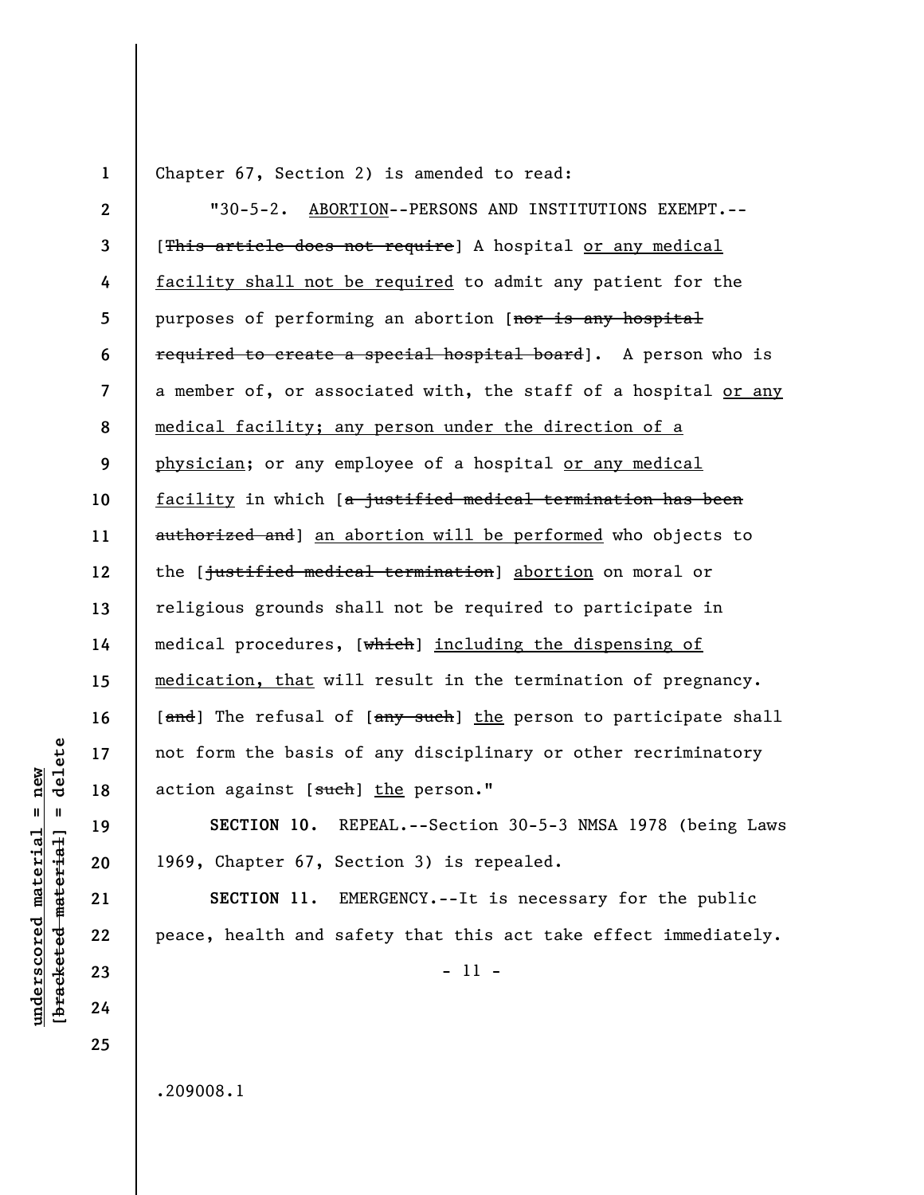Chapter 67, Section 2) is amended to read:

"30-5-2. ABORTION--PERSONS AND INSTITUTIONS EXEMPT.--[This article does not require] A hospital or any medical facility shall not be required to admit any patient for the purposes of performing an abortion [nor is any hospital required to create a special hospital board]. A person who is a member of, or associated with, the staff of a hospital or any medical facility; any person under the direction of a physician; or any employee of a hospital or any medical facility in which [a justified medical termination has been authorized and] an abortion will be performed who objects to the [justified medical termination] abortion on moral or religious grounds shall not be required to participate in medical procedures, [which] including the dispensing of medication, that will result in the termination of pregnancy. [and] The refusal of [any such] the person to participate shall not form the basis of any disciplinary or other recriminatory action against [such] the person."

**SECTION 10.** REPEAL.--Section 30-5-3 NMSA 1978 (being Laws 1969, Chapter 67, Section 3) is repealed.

**SECTION 11.** EMERGENCY.--It is necessary for the public peace, health and safety that this act take effect immediately.

.209008.1